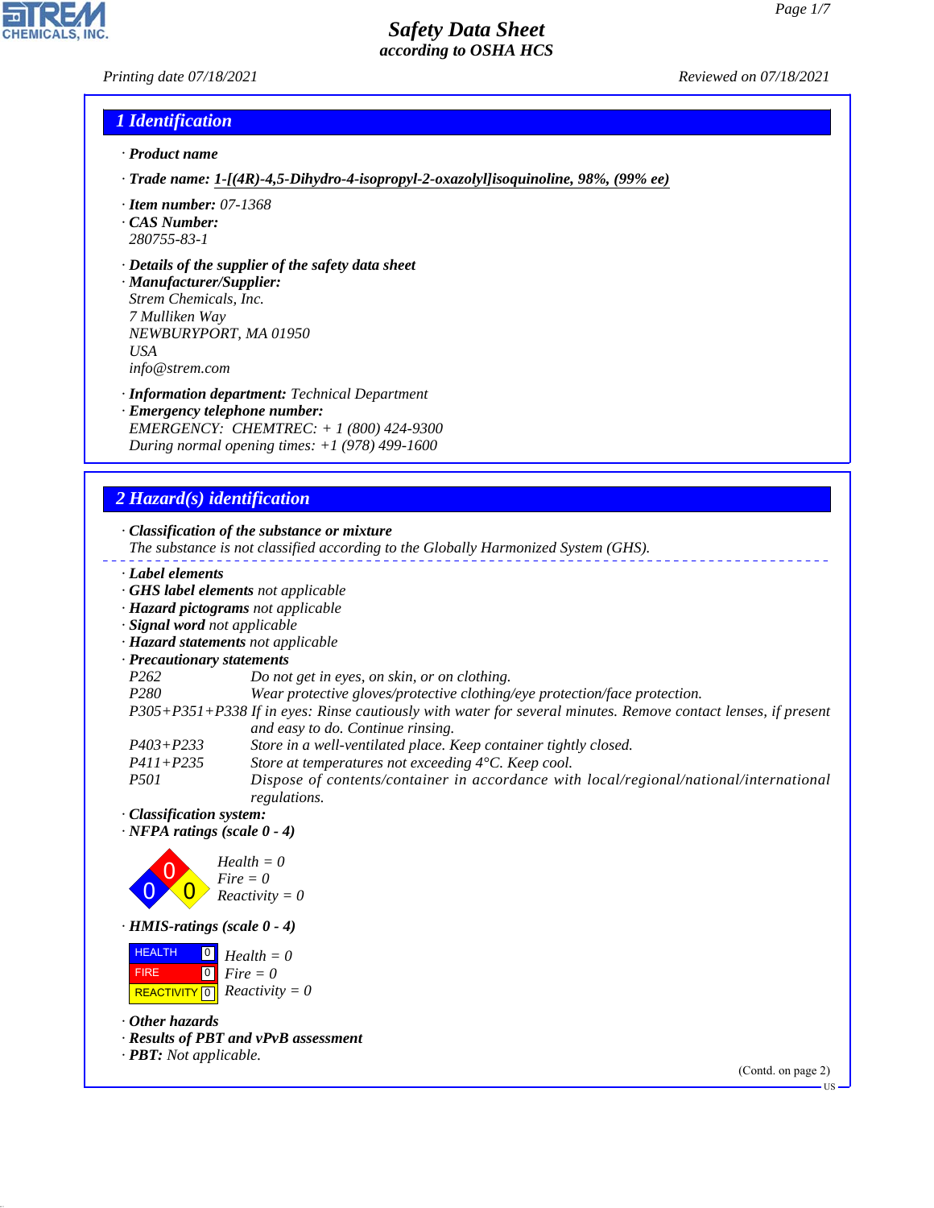# Safety Data Sheet
## according to OSHA HCS

*Printing date 07/18/2021* *Reviewed on 07/18/2021*

## 1 Identification

· **Product name**

· **Trade name: 1-[(4R)-4,5-Dihydro-4-isopropyl-2-oxazolyl]isoquinoline, 98%, (99% ee)**

· **Item number:** 07-1368
· **CAS Number:**
280755-83-1

· **Details of the supplier of the safety data sheet**
· **Manufacturer/Supplier:**
Strem Chemicals, Inc.
7 Mulliken Way
NEWBURYPORT, MA 01950
USA
info@strem.com

· **Information department:** Technical Department
· **Emergency telephone number:**
EMERGENCY: CHEMTREC: + 1 (800) 424-9300
During normal opening times: +1 (978) 499-1600

## 2 Hazard(s) identification

· **Classification of the substance or mixture**
The substance is not classified according to the Globally Harmonized System (GHS).

· **Label elements**
· **GHS label elements** not applicable
· **Hazard pictograms** not applicable
· **Signal word** not applicable
· **Hazard statements** not applicable
· **Precautionary statements**

| | |
|---|---|
| P262 | Do not get in eyes, on skin, or on clothing. |
| P280 | Wear protective gloves/protective clothing/eye protection/face protection. |
| P305+P351+P338 | If in eyes: Rinse cautiously with water for several minutes. Remove contact lenses, if present and easy to do. Continue rinsing. |
| P403+P233 | Store in a well-ventilated place. Keep container tightly closed. |
| P411+P235 | Store at temperatures not exceeding 4°C. Keep cool. |
| P501 | Dispose of contents/container in accordance with local/regional/national/international regulations. |

· **Classification system:**
· **NFPA ratings (scale 0 - 4)**

Health = 0
Fire = 0
Reactivity = 0

· **HMIS-ratings (scale 0 - 4)**

| | | |
|---|---|---|
| HEALTH | 0 | Health = 0 |
| FIRE | 0 | Fire = 0 |
| REACTIVITY | 0 | Reactivity = 0 |

· **Other hazards**
· **Results of PBT and vPvB assessment**
· **PBT:** Not applicable.

(Contd. on page 2)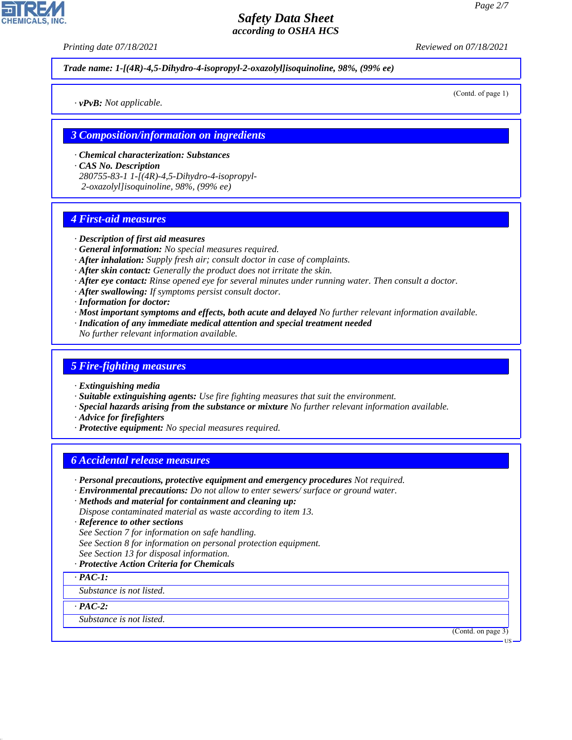**Trade name: 1-[(4R)-4,5-Dihydro-4-isopropyl-2-oxazolyl]isoquinoline, 98%, (99% ee)**

(Contd. of page 1)

· **vPvB:** Not applicable.

## 3 Composition/information on ingredients

· **Chemical characterization: Substances**
· **CAS No. Description**
280755-83-1 1-[(4R)-4,5-Dihydro-4-isopropyl-2-oxazolyl]isoquinoline, 98%, (99% ee)

## 4 First-aid measures

· **Description of first aid measures**
· **General information:** No special measures required.
· **After inhalation:** Supply fresh air; consult doctor in case of complaints.
· **After skin contact:** Generally the product does not irritate the skin.
· **After eye contact:** Rinse opened eye for several minutes under running water. Then consult a doctor.
· **After swallowing:** If symptoms persist consult doctor.
· **Information for doctor:**
· **Most important symptoms and effects, both acute and delayed** No further relevant information available.
· **Indication of any immediate medical attention and special treatment needed**
No further relevant information available.

## 5 Fire-fighting measures

· **Extinguishing media**
· **Suitable extinguishing agents:** Use fire fighting measures that suit the environment.
· **Special hazards arising from the substance or mixture** No further relevant information available.
· **Advice for firefighters**
· **Protective equipment:** No special measures required.

## 6 Accidental release measures

· **Personal precautions, protective equipment and emergency procedures** Not required.
· **Environmental precautions:** Do not allow to enter sewers/ surface or ground water.
· **Methods and material for containment and cleaning up:**
Dispose contaminated material as waste according to item 13.
· **Reference to other sections**
See Section 7 for information on safe handling.
See Section 8 for information on personal protection equipment.
See Section 13 for disposal information.
· **Protective Action Criteria for Chemicals**

· **PAC-1:**
Substance is not listed.

· **PAC-2:**
Substance is not listed.

(Contd. on page 3)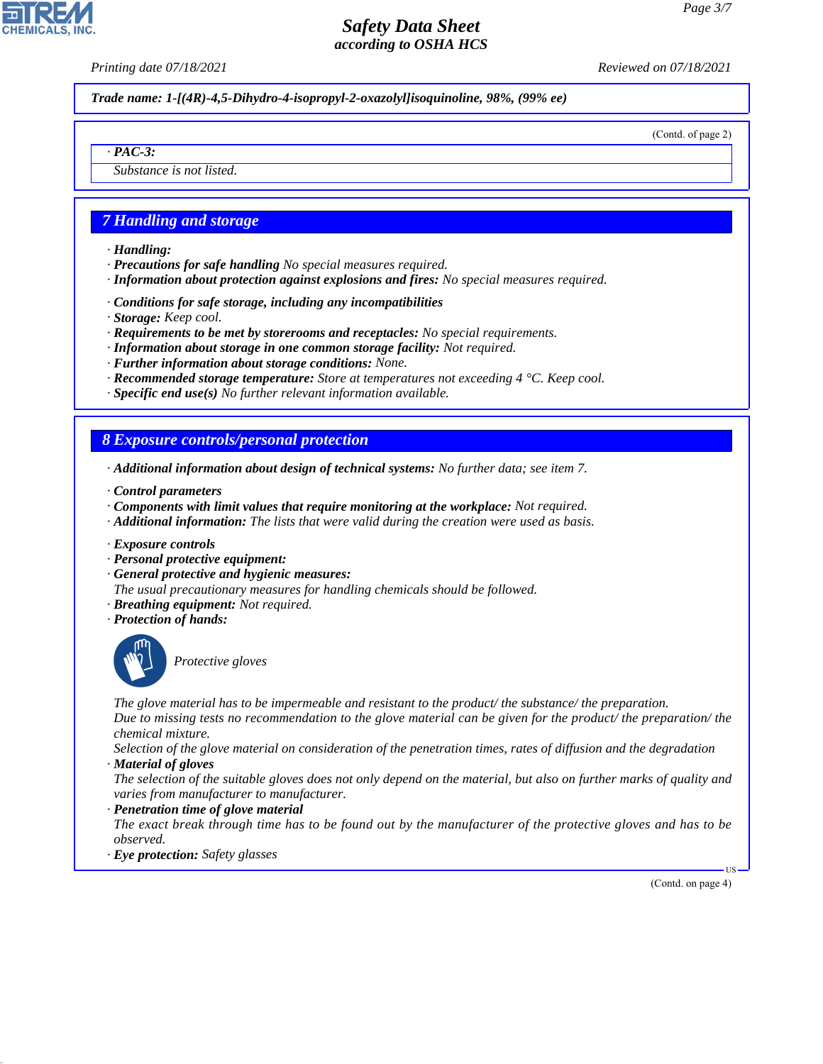**Trade name: 1-[(4R)-4,5-Dihydro-4-isopropyl-2-oxazolyl]isoquinoline, 98%, (99% ee)**

(Contd. of page 2)

| · **PAC-3:** |
|---|
| Substance is not listed. |

## 7 Handling and storage

· **Handling:**
· **Precautions for safe handling** No special measures required.
· **Information about protection against explosions and fires:** No special measures required.

· **Conditions for safe storage, including any incompatibilities**
· **Storage:** Keep cool.
· **Requirements to be met by storerooms and receptacles:** No special requirements.
· **Information about storage in one common storage facility:** Not required.
· **Further information about storage conditions:** None.
· **Recommended storage temperature:** Store at temperatures not exceeding 4 °C. Keep cool.
· **Specific end use(s)** No further relevant information available.

## 8 Exposure controls/personal protection

· **Additional information about design of technical systems:** No further data; see item 7.

· **Control parameters**
· **Components with limit values that require monitoring at the workplace:** Not required.
· **Additional information:** The lists that were valid during the creation were used as basis.

· **Exposure controls**
· **Personal protective equipment:**
· **General protective and hygienic measures:**
The usual precautionary measures for handling chemicals should be followed.
· **Breathing equipment:** Not required.
· **Protection of hands:**

Protective gloves

The glove material has to be impermeable and resistant to the product/ the substance/ the preparation.
Due to missing tests no recommendation to the glove material can be given for the product/ the preparation/ the chemical mixture.
Selection of the glove material on consideration of the penetration times, rates of diffusion and the degradation
· **Material of gloves**
The selection of the suitable gloves does not only depend on the material, but also on further marks of quality and varies from manufacturer to manufacturer.
· **Penetration time of glove material**
The exact break through time has to be found out by the manufacturer of the protective gloves and has to be observed.
· **Eye protection:** Safety glasses

(Contd. on page 4)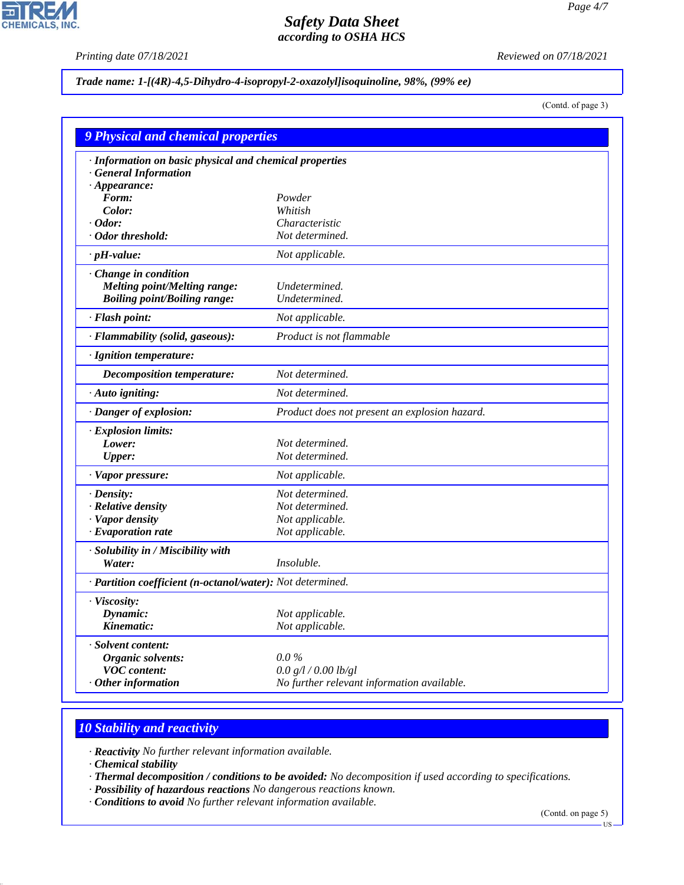**Trade name: 1-[(4R)-4,5-Dihydro-4-isopropyl-2-oxazolyl]isoquinoline, 98%, (99% ee)**

(Contd. of page 3)

## 9 Physical and chemical properties

| | |
|---|---|
| · **Information on basic physical and chemical properties** | |
| · **General Information** | |
| · **Appearance:** | |
| **Form:** | Powder |
| **Color:** | Whitish |
| · **Odor:** | Characteristic |
| · **Odor threshold:** | Not determined. |
| · **pH-value:** | Not applicable. |
| · **Change in condition** | |
| **Melting point/Melting range:** | Undetermined. |
| **Boiling point/Boiling range:** | Undetermined. |
| · **Flash point:** | Not applicable. |
| · **Flammability (solid, gaseous):** | Product is not flammable |
| · **Ignition temperature:** | |
| **Decomposition temperature:** | Not determined. |
| · **Auto igniting:** | Not determined. |
| · **Danger of explosion:** | Product does not present an explosion hazard. |
| · **Explosion limits:** | |
| **Lower:** | Not determined. |
| **Upper:** | Not determined. |
| · **Vapor pressure:** | Not applicable. |
| · **Density:** | Not determined. |
| · **Relative density** | Not determined. |
| · **Vapor density** | Not applicable. |
| · **Evaporation rate** | Not applicable. |
| · **Solubility in / Miscibility with** | |
| **Water:** | Insoluble. |
| · **Partition coefficient (n-octanol/water):** | Not determined. |
| · **Viscosity:** | |
| **Dynamic:** | Not applicable. |
| **Kinematic:** | Not applicable. |
| · **Solvent content:** | |
| **Organic solvents:** | 0.0 % |
| **VOC content:** | 0.0 g/l / 0.00 lb/gl |
| · **Other information** | No further relevant information available. |

## 10 Stability and reactivity

· **Reactivity** No further relevant information available.
· **Chemical stability**
· **Thermal decomposition / conditions to be avoided:** No decomposition if used according to specifications.
· **Possibility of hazardous reactions** No dangerous reactions known.
· **Conditions to avoid** No further relevant information available.

(Contd. on page 5)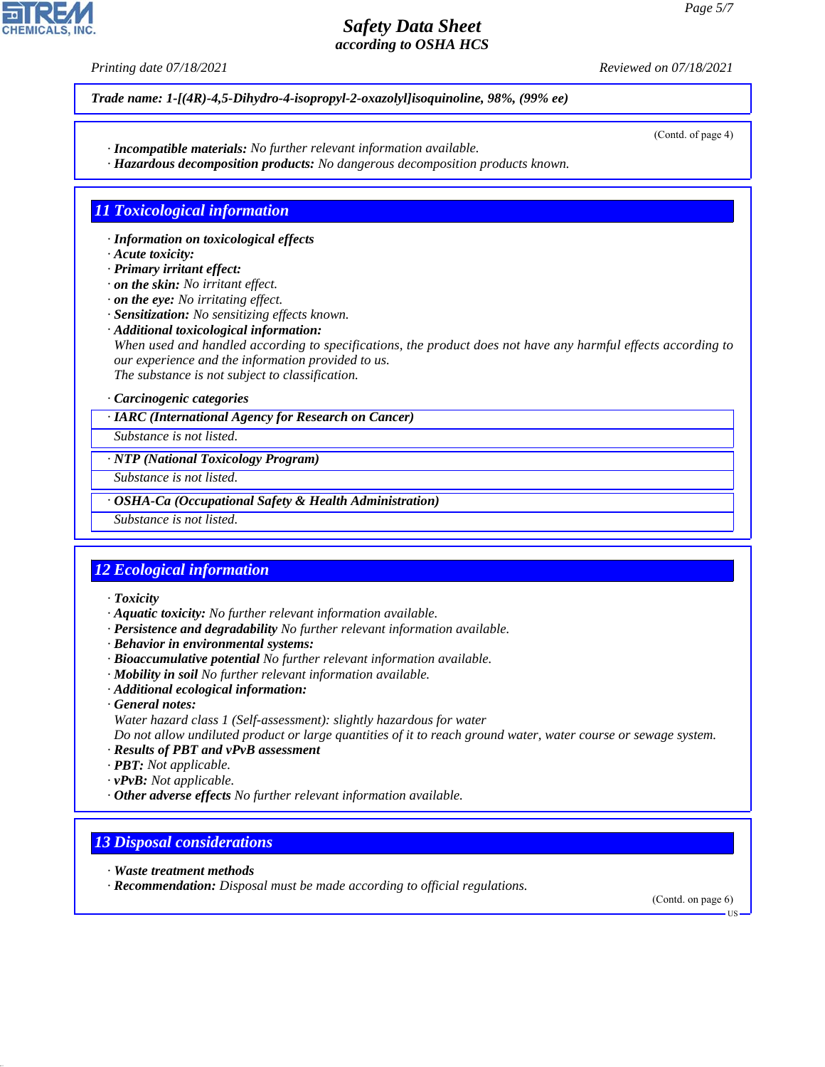*Trade name: 1-[(4R)-4,5-Dihydro-4-isopropyl-2-oxazolyl]isoquinoline, 98%, (99% ee)*

(Contd. of page 4)

· ***Incompatible materials:*** *No further relevant information available.*
· ***Hazardous decomposition products:*** *No dangerous decomposition products known.*

## 11 Toxicological information

· ***Information on toxicological effects***
· ***Acute toxicity:***
· ***Primary irritant effect:***
· ***on the skin:*** *No irritant effect.*
· ***on the eye:*** *No irritating effect.*
· ***Sensitization:*** *No sensitizing effects known.*
· ***Additional toxicological information:***
*When used and handled according to specifications, the product does not have any harmful effects according to our experience and the information provided to us.*
*The substance is not subject to classification.*

· ***Carcinogenic categories***

· ***IARC (International Agency for Research on Cancer)***
*Substance is not listed.*

· ***NTP (National Toxicology Program)***
*Substance is not listed.*

· ***OSHA-Ca (Occupational Safety & Health Administration)***
*Substance is not listed.*

## 12 Ecological information

· ***Toxicity***
· ***Aquatic toxicity:*** *No further relevant information available.*
· ***Persistence and degradability*** *No further relevant information available.*
· ***Behavior in environmental systems:***
· ***Bioaccumulative potential*** *No further relevant information available.*
· ***Mobility in soil*** *No further relevant information available.*
· ***Additional ecological information:***
· ***General notes:***
*Water hazard class 1 (Self-assessment): slightly hazardous for water*
*Do not allow undiluted product or large quantities of it to reach ground water, water course or sewage system.*
· ***Results of PBT and vPvB assessment***
· ***PBT:*** *Not applicable.*
· ***vPvB:*** *Not applicable.*
· ***Other adverse effects*** *No further relevant information available.*

## 13 Disposal considerations

· ***Waste treatment methods***
· ***Recommendation:*** *Disposal must be made according to official regulations.*

(Contd. on page 6)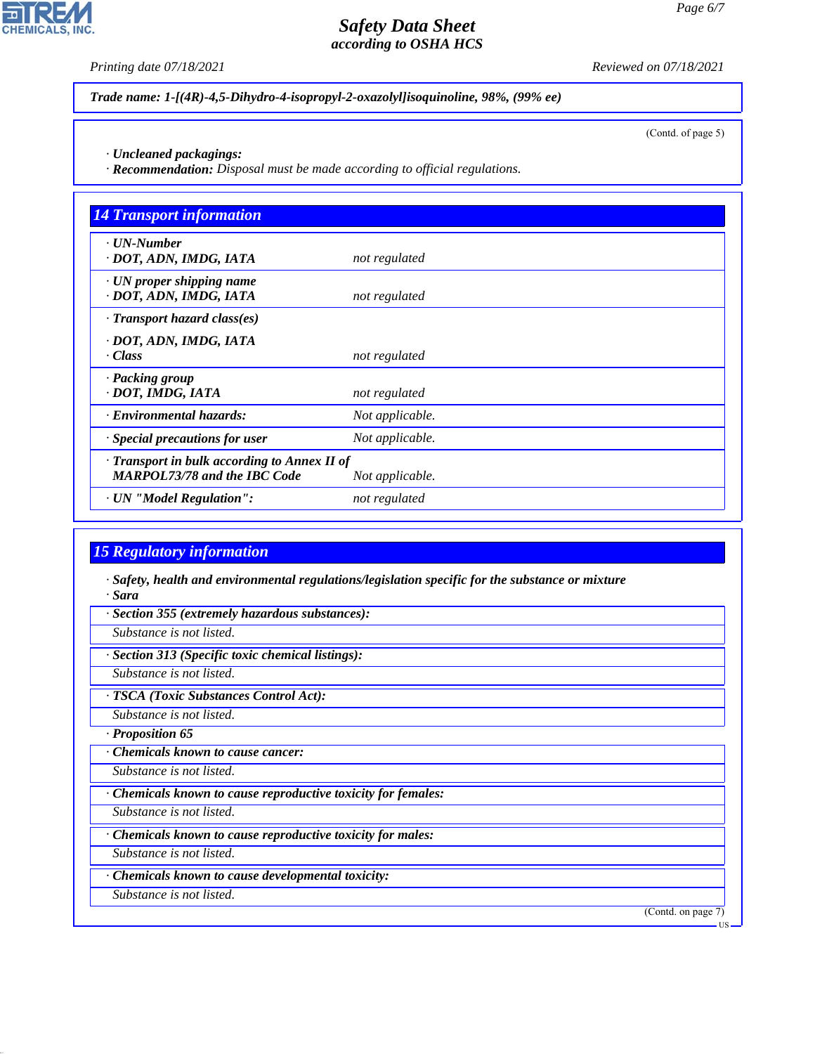*Trade name: 1-[(4R)-4,5-Dihydro-4-isopropyl-2-oxazolyl]isoquinoline, 98%, (99% ee)*

(Contd. of page 5)

· **Uncleaned packagings:**
· **Recommendation:** Disposal must be made according to official regulations.

## 14 Transport information

| | |
|---|---|
| · **UN-Number** <br> · **DOT, ADN, IMDG, IATA** | not regulated |
| · **UN proper shipping name** <br> · **DOT, ADN, IMDG, IATA** | not regulated |
| · **Transport hazard class(es)** <br> · **DOT, ADN, IMDG, IATA** <br> · **Class** | not regulated |
| · **Packing group** <br> · **DOT, IMDG, IATA** | not regulated |
| · **Environmental hazards:** | Not applicable. |
| · **Special precautions for user** | Not applicable. |
| · **Transport in bulk according to Annex II of MARPOL73/78 and the IBC Code** | Not applicable. |
| · **UN "Model Regulation":** | not regulated |

## 15 Regulatory information

· **Safety, health and environmental regulations/legislation specific for the substance or mixture**
· **Sara**

· **Section 355 (extremely hazardous substances):**
Substance is not listed.

· **Section 313 (Specific toxic chemical listings):**
Substance is not listed.

· **TSCA (Toxic Substances Control Act):**
Substance is not listed.

· **Proposition 65**

· **Chemicals known to cause cancer:**
Substance is not listed.

· **Chemicals known to cause reproductive toxicity for females:**
Substance is not listed.

· **Chemicals known to cause reproductive toxicity for males:**
Substance is not listed.

· **Chemicals known to cause developmental toxicity:**
Substance is not listed.

(Contd. on page 7)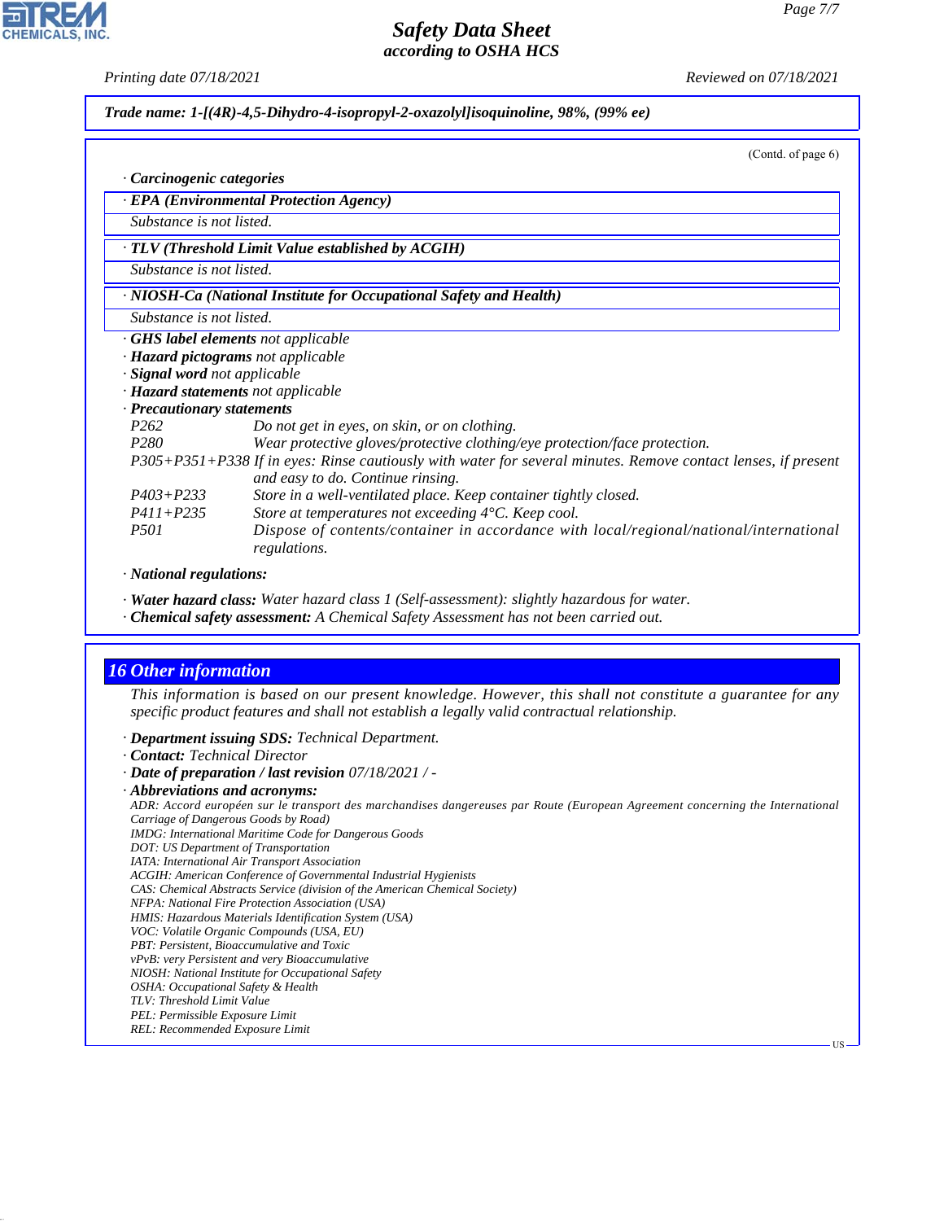**Trade name: 1-[(4R)-4,5-Dihydro-4-isopropyl-2-oxazolyl]isoquinoline, 98%, (99% ee)**

(Contd. of page 6)

· **Carcinogenic categories**

· **EPA (Environmental Protection Agency)**

Substance is not listed.

· **TLV (Threshold Limit Value established by ACGIH)**

Substance is not listed.

· **NIOSH-Ca (National Institute for Occupational Safety and Health)**

Substance is not listed.

· **GHS label elements** not applicable
· **Hazard pictograms** not applicable
· **Signal word** not applicable
· **Hazard statements** not applicable
· **Precautionary statements**

| | |
|---|---|
| P262 | Do not get in eyes, on skin, or on clothing. |
| P280 | Wear protective gloves/protective clothing/eye protection/face protection. |
| P305+P351+P338 | If in eyes: Rinse cautiously with water for several minutes. Remove contact lenses, if present and easy to do. Continue rinsing. |
| P403+P233 | Store in a well-ventilated place. Keep container tightly closed. |
| P411+P235 | Store at temperatures not exceeding 4°C. Keep cool. |
| P501 | Dispose of contents/container in accordance with local/regional/national/international regulations. |

· **National regulations:**

· **Water hazard class:** Water hazard class 1 (Self-assessment): slightly hazardous for water.
· **Chemical safety assessment:** A Chemical Safety Assessment has not been carried out.

## 16 Other information

This information is based on our present knowledge. However, this shall not constitute a guarantee for any specific product features and shall not establish a legally valid contractual relationship.

· **Department issuing SDS:** Technical Department.
· **Contact:** Technical Director
· **Date of preparation / last revision** 07/18/2021 / -
· **Abbreviations and acronyms:**

ADR: Accord européen sur le transport des marchandises dangereuses par Route (European Agreement concerning the International Carriage of Dangerous Goods by Road)
IMDG: International Maritime Code for Dangerous Goods
DOT: US Department of Transportation
IATA: International Air Transport Association
ACGIH: American Conference of Governmental Industrial Hygienists
CAS: Chemical Abstracts Service (division of the American Chemical Society)
NFPA: National Fire Protection Association (USA)
HMIS: Hazardous Materials Identification System (USA)
VOC: Volatile Organic Compounds (USA, EU)
PBT: Persistent, Bioaccumulative and Toxic
vPvB: very Persistent and very Bioaccumulative
NIOSH: National Institute for Occupational Safety
OSHA: Occupational Safety & Health
TLV: Threshold Limit Value
PEL: Permissible Exposure Limit
REL: Recommended Exposure Limit